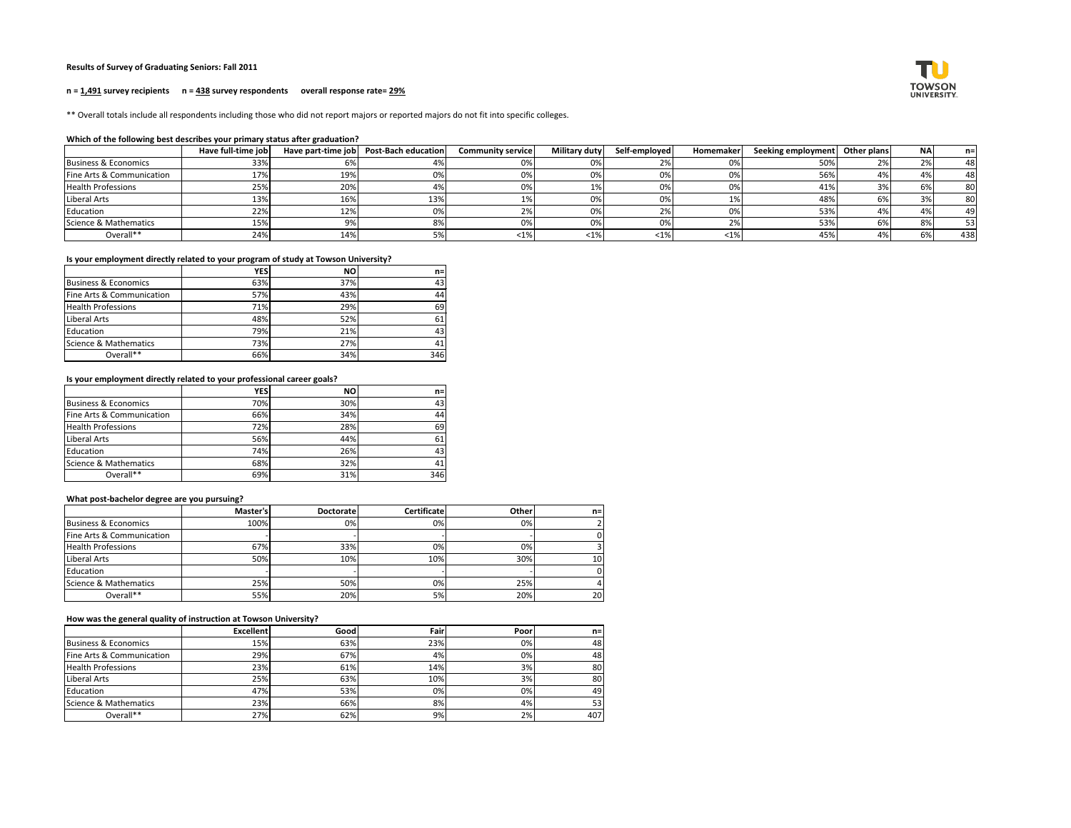**Results of Survey of Graduating Seniors: Fall 2011**

**n = 1,491 survey recipients     n = 438 survey respondents     overall response rate= 29%**

** Overall totals include all respondents including those who did not report majors or reported majors do not fit into specific colleges.

**Which of the following best describes your primary status after graduation?**

| | Have full-time job | Have part-time job | Post-Bach education | Community service | Military duty | Self-employed | Homemaker | Seeking employment | Other plans | NA | n= |
|---|---|---|---|---|---|---|---|---|---|---|---|
| Business & Economics | 33% | 6% | 4% | 0% | 0% | 2% | 0% | 50% | 2% | 2% | 48 |
| Fine Arts & Communication | 17% | 19% | 0% | 0% | 0% | 0% | 0% | 56% | 4% | 4% | 48 |
| Health Professions | 25% | 20% | 4% | 0% | 1% | 0% | 0% | 41% | 3% | 6% | 80 |
| Liberal Arts | 13% | 16% | 13% | 1% | 0% | 0% | 1% | 48% | 6% | 3% | 80 |
| Education | 22% | 12% | 0% | 2% | 0% | 2% | 0% | 53% | 4% | 4% | 49 |
| Science & Mathematics | 15% | 9% | 8% | 0% | 0% | 0% | 2% | 53% | 6% | 8% | 53 |
| Overall** | 24% | 14% | 5% | <1% | <1% | <1% | <1% | 45% | 4% | 6% | 438 |

**Is your employment directly related to your program of study at Towson University?**

| | YES | NO | n= |
|---|---|---|---|
| Business & Economics | 63% | 37% | 43 |
| Fine Arts & Communication | 57% | 43% | 44 |
| Health Professions | 71% | 29% | 69 |
| Liberal Arts | 48% | 52% | 61 |
| Education | 79% | 21% | 43 |
| Science & Mathematics | 73% | 27% | 41 |
| Overall** | 66% | 34% | 346 |

**Is your employment directly related to your professional career goals?**

| | YES | NO | n= |
|---|---|---|---|
| Business & Economics | 70% | 30% | 43 |
| Fine Arts & Communication | 66% | 34% | 44 |
| Health Professions | 72% | 28% | 69 |
| Liberal Arts | 56% | 44% | 61 |
| Education | 74% | 26% | 43 |
| Science & Mathematics | 68% | 32% | 41 |
| Overall** | 69% | 31% | 346 |

**What post-bachelor degree are you pursuing?**

| | Master's | Doctorate | Certificate | Other | n= |
|---|---|---|---|---|---|
| Business & Economics | 100% | 0% | 0% | 0% | 2 |
| Fine Arts & Communication | - | - | - | - | 0 |
| Health Professions | 67% | 33% | 0% | 0% | 3 |
| Liberal Arts | 50% | 10% | 10% | 30% | 10 |
| Education | - | - | - | - | 0 |
| Science & Mathematics | 25% | 50% | 0% | 25% | 4 |
| Overall** | 55% | 20% | 5% | 20% | 20 |

**How was the general quality of instruction at Towson University?**

| | Excellent | Good | Fair | Poor | n= |
|---|---|---|---|---|---|
| Business & Economics | 15% | 63% | 23% | 0% | 48 |
| Fine Arts & Communication | 29% | 67% | 4% | 0% | 48 |
| Health Professions | 23% | 61% | 14% | 3% | 80 |
| Liberal Arts | 25% | 63% | 10% | 3% | 80 |
| Education | 47% | 53% | 0% | 0% | 49 |
| Science & Mathematics | 23% | 66% | 8% | 4% | 53 |
| Overall** | 27% | 62% | 9% | 2% | 407 |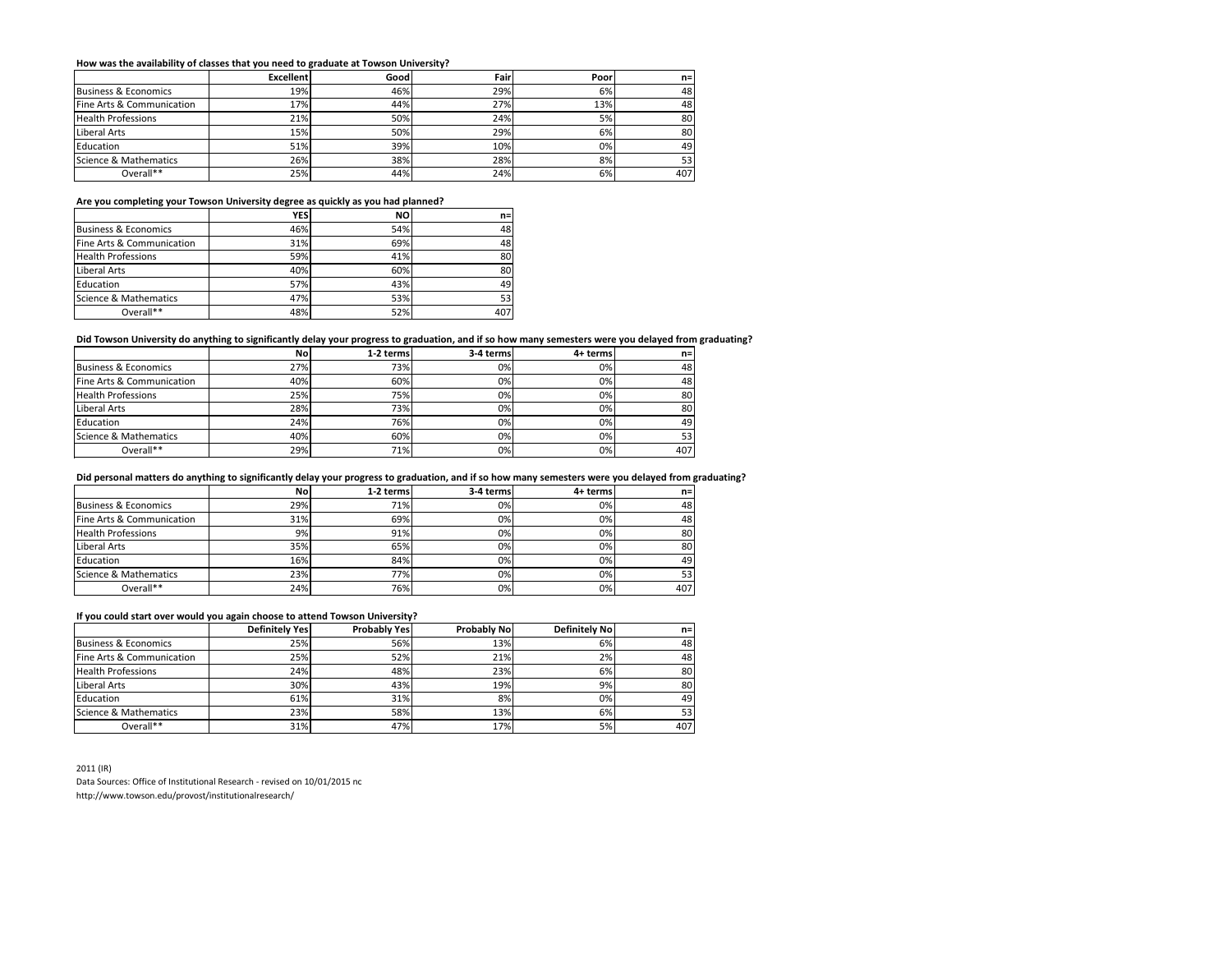**How was the availability of classes that you need to graduate at Towson University?**

| | Excellent | Good | Fair | Poor | n= |
|---|---|---|---|---|---|
| Business & Economics | 19% | 46% | 29% | 6% | 48 |
| Fine Arts & Communication | 17% | 44% | 27% | 13% | 48 |
| Health Professions | 21% | 50% | 24% | 5% | 80 |
| Liberal Arts | 15% | 50% | 29% | 6% | 80 |
| Education | 51% | 39% | 10% | 0% | 49 |
| Science & Mathematics | 26% | 38% | 28% | 8% | 53 |
| Overall** | 25% | 44% | 24% | 6% | 407 |

**Are you completing your Towson University degree as quickly as you had planned?**

| | YES | NO | n= |
|---|---|---|---|
| Business & Economics | 46% | 54% | 48 |
| Fine Arts & Communication | 31% | 69% | 48 |
| Health Professions | 59% | 41% | 80 |
| Liberal Arts | 40% | 60% | 80 |
| Education | 57% | 43% | 49 |
| Science & Mathematics | 47% | 53% | 53 |
| Overall** | 48% | 52% | 407 |

**Did Towson University do anything to significantly delay your progress to graduation, and if so how many semesters were you delayed from graduating?**

| | No | 1-2 terms | 3-4 terms | 4+ terms | n= |
|---|---|---|---|---|---|
| Business & Economics | 27% | 73% | 0% | 0% | 48 |
| Fine Arts & Communication | 40% | 60% | 0% | 0% | 48 |
| Health Professions | 25% | 75% | 0% | 0% | 80 |
| Liberal Arts | 28% | 73% | 0% | 0% | 80 |
| Education | 24% | 76% | 0% | 0% | 49 |
| Science & Mathematics | 40% | 60% | 0% | 0% | 53 |
| Overall** | 29% | 71% | 0% | 0% | 407 |

**Did personal matters do anything to significantly delay your progress to graduation, and if so how many semesters were you delayed from graduating?**

| | No | 1-2 terms | 3-4 terms | 4+ terms | n= |
|---|---|---|---|---|---|
| Business & Economics | 29% | 71% | 0% | 0% | 48 |
| Fine Arts & Communication | 31% | 69% | 0% | 0% | 48 |
| Health Professions | 9% | 91% | 0% | 0% | 80 |
| Liberal Arts | 35% | 65% | 0% | 0% | 80 |
| Education | 16% | 84% | 0% | 0% | 49 |
| Science & Mathematics | 23% | 77% | 0% | 0% | 53 |
| Overall** | 24% | 76% | 0% | 0% | 407 |

**If you could start over would you again choose to attend Towson University?**

| | Definitely Yes | Probably Yes | Probably No | Definitely No | n= |
|---|---|---|---|---|---|
| Business & Economics | 25% | 56% | 13% | 6% | 48 |
| Fine Arts & Communication | 25% | 52% | 21% | 2% | 48 |
| Health Professions | 24% | 48% | 23% | 6% | 80 |
| Liberal Arts | 30% | 43% | 19% | 9% | 80 |
| Education | 61% | 31% | 8% | 0% | 49 |
| Science & Mathematics | 23% | 58% | 13% | 6% | 53 |
| Overall** | 31% | 47% | 17% | 5% | 407 |

2011 (IR)
Data Sources: Office of Institutional Research - revised on 10/01/2015 nc
http://www.towson.edu/provost/institutionalresearch/